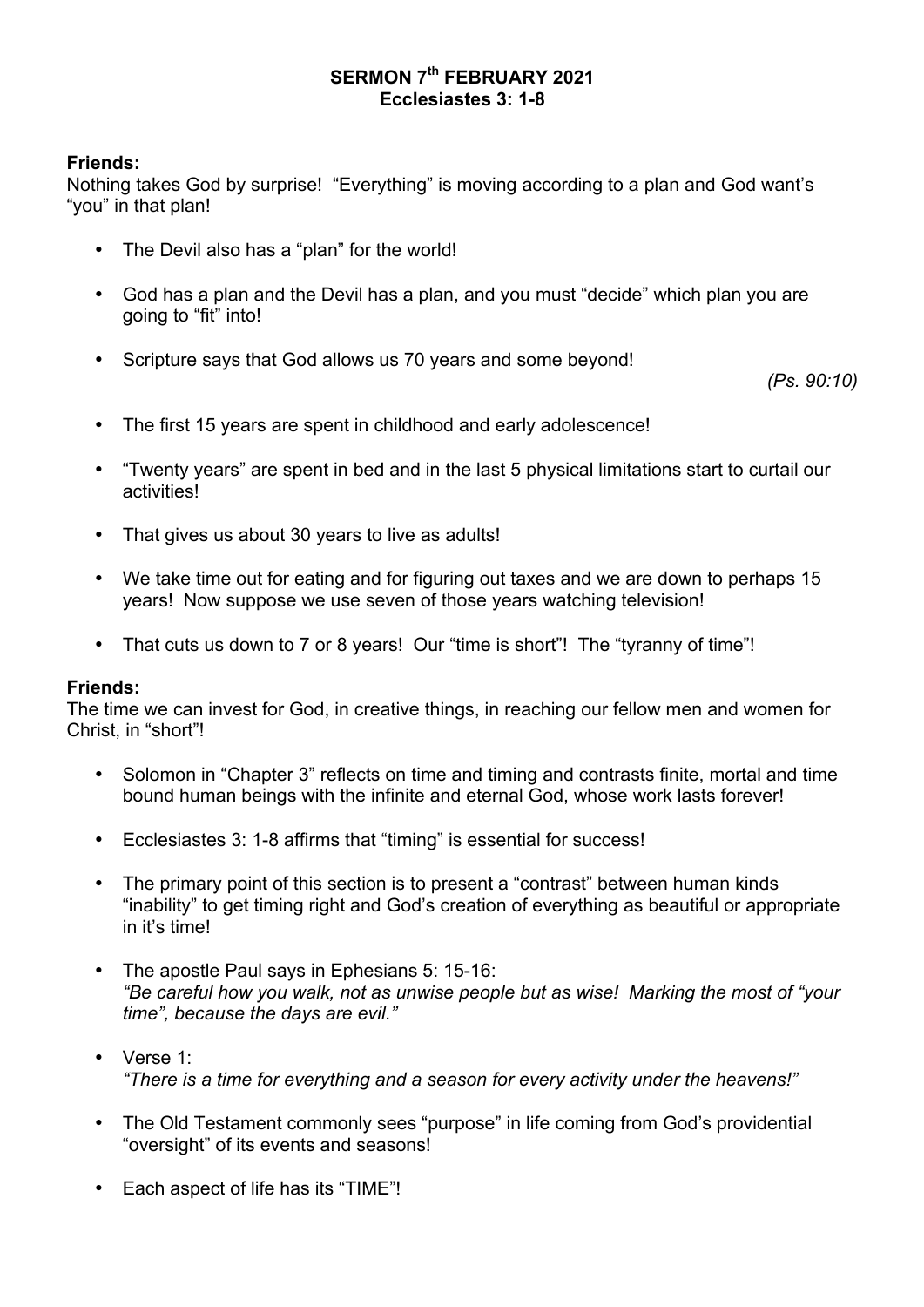**SERMON 7th FEBRUARY 2021**
**Ecclesiastes 3: 1-8**

**Friends:**
Nothing takes God by surprise! "Everything" is moving according to a plan and God want's "you" in that plan!

- The Devil also has a "plan" for the world!
- God has a plan and the Devil has a plan, and you must "decide" which plan you are going to "fit" into!
- Scripture says that God allows us 70 years and some beyond! *(Ps. 90:10)*
- The first 15 years are spent in childhood and early adolescence!
- "Twenty years" are spent in bed and in the last 5 physical limitations start to curtail our activities!
- That gives us about 30 years to live as adults!
- We take time out for eating and for figuring out taxes and we are down to perhaps 15 years! Now suppose we use seven of those years watching television!
- That cuts us down to 7 or 8 years! Our "time is short"! The "tyranny of time"!

**Friends:**
The time we can invest for God, in creative things, in reaching our fellow men and women for Christ, in "short"!

- Solomon in "Chapter 3" reflects on time and timing and contrasts finite, mortal and time bound human beings with the infinite and eternal God, whose work lasts forever!
- Ecclesiastes 3: 1-8 affirms that "timing" is essential for success!
- The primary point of this section is to present a "contrast" between human kinds "inability" to get timing right and God's creation of everything as beautiful or appropriate in it's time!
- The apostle Paul says in Ephesians 5: 15-16:
  *"Be careful how you walk, not as unwise people but as wise! Marking the most of "your time", because the days are evil."*
- Verse 1:
  *"There is a time for everything and a season for every activity under the heavens!"*
- The Old Testament commonly sees "purpose" in life coming from God's providential "oversight" of its events and seasons!
- Each aspect of life has its "TIME"!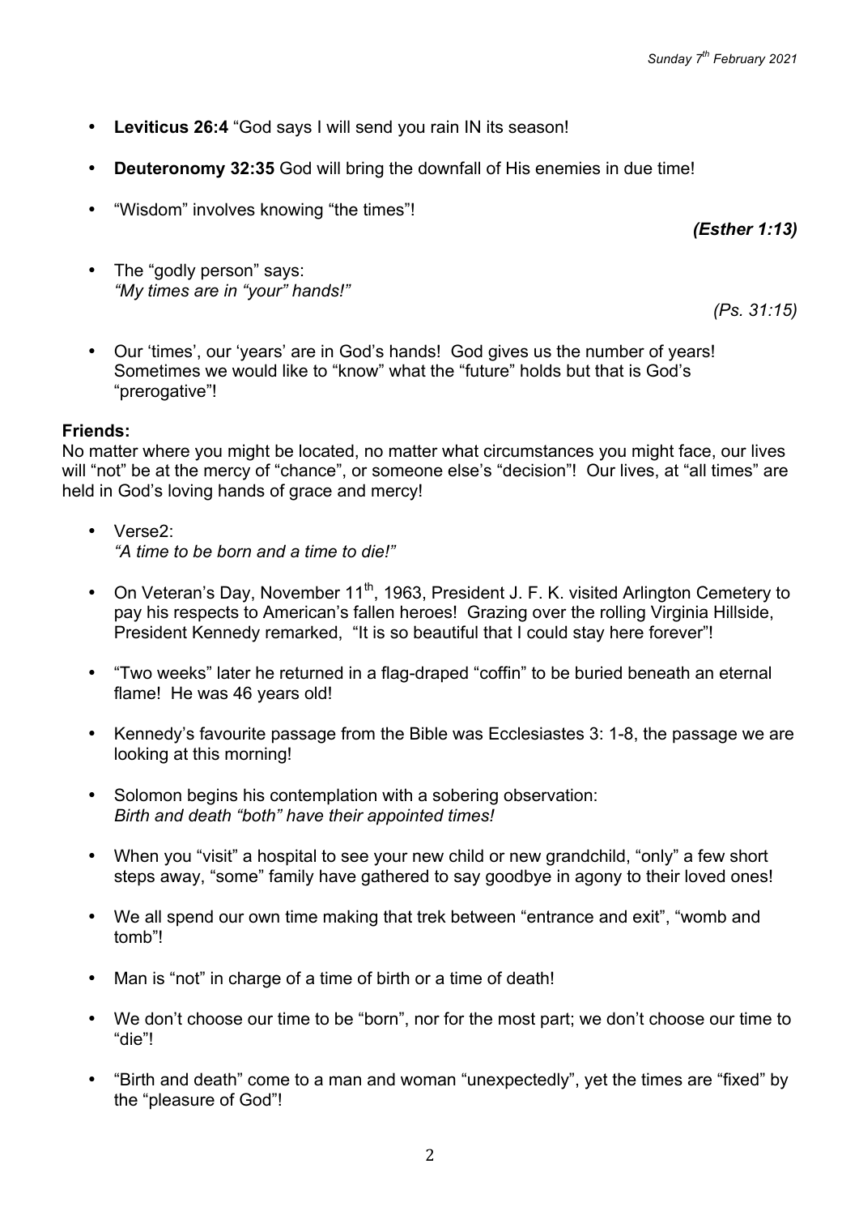- **Leviticus 26:4** "God says I will send you rain IN its season!"

- **Deuteronomy 32:35** God will bring the downfall of His enemies in due time!

- "Wisdom" involves knowing "the times"!

  ***(Esther 1:13)***

- The "godly person" says:
  *"My times are in "your" hands!"*

  *(Ps. 31:15)*

- Our 'times', our 'years' are in God's hands! God gives us the number of years! Sometimes we would like to "know" what the "future" holds but that is God's "prerogative"!

**Friends:**
No matter where you might be located, no matter what circumstances you might face, our lives will "not" be at the mercy of "chance", or someone else's "decision"! Our lives, at "all times" are held in God's loving hands of grace and mercy!

- Verse2:
  *"A time to be born and a time to die!"*

- On Veteran's Day, November 11th, 1963, President J. F. K. visited Arlington Cemetery to pay his respects to American's fallen heroes! Grazing over the rolling Virginia Hillside, President Kennedy remarked, "It is so beautiful that I could stay here forever"!

- "Two weeks" later he returned in a flag-draped "coffin" to be buried beneath an eternal flame! He was 46 years old!

- Kennedy's favourite passage from the Bible was Ecclesiastes 3: 1-8, the passage we are looking at this morning!

- Solomon begins his contemplation with a sobering observation:
  *Birth and death "both" have their appointed times!*

- When you "visit" a hospital to see your new child or new grandchild, "only" a few short steps away, "some" family have gathered to say goodbye in agony to their loved ones!

- We all spend our own time making that trek between "entrance and exit", "womb and tomb"!

- Man is "not" in charge of a time of birth or a time of death!

- We don't choose our time to be "born", nor for the most part; we don't choose our time to "die"!

- "Birth and death" come to a man and woman "unexpectedly", yet the times are "fixed" by the "pleasure of God"!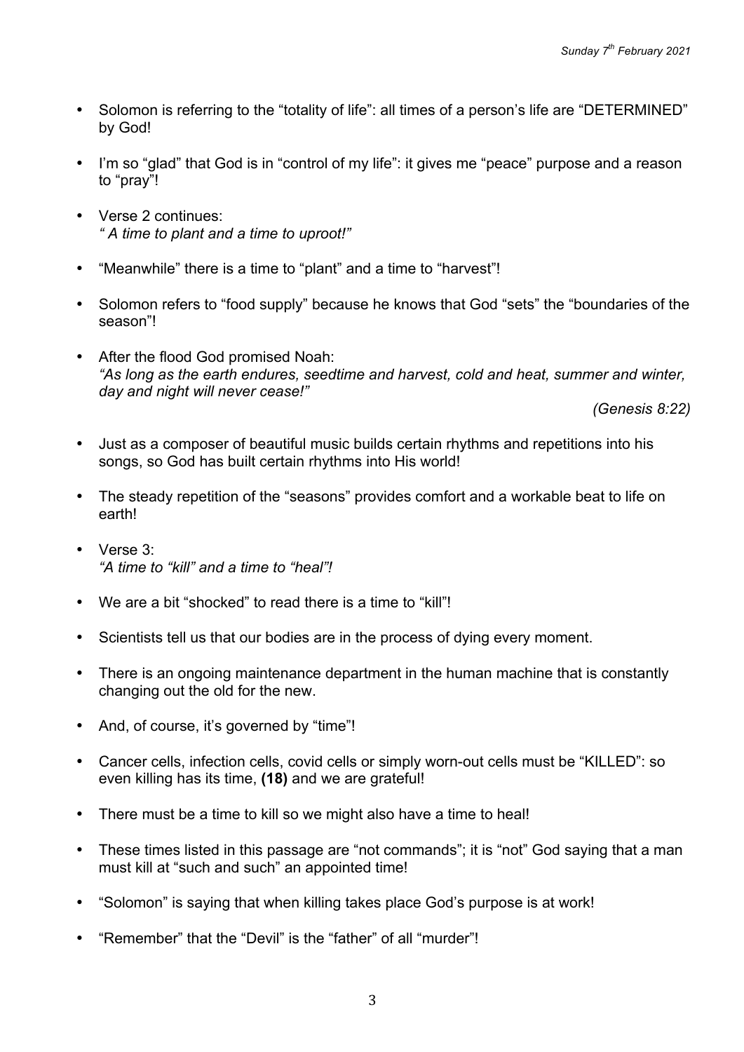- Solomon is referring to the "totality of life": all times of a person's life are "DETERMINED" by God!

- I'm so "glad" that God is in "control of my life": it gives me "peace" purpose and a reason to "pray"!

- Verse 2 continues:
  *" A time to plant and a time to uproot!"*

- "Meanwhile" there is a time to "plant" and a time to "harvest"!

- Solomon refers to "food supply" because he knows that God "sets" the "boundaries of the season"!

- After the flood God promised Noah:
  *"As long as the earth endures, seedtime and harvest, cold and heat, summer and winter, day and night will never cease!"*

  *(Genesis 8:22)*

- Just as a composer of beautiful music builds certain rhythms and repetitions into his songs, so God has built certain rhythms into His world!

- The steady repetition of the "seasons" provides comfort and a workable beat to life on earth!

- Verse 3:
  *"A time to "kill" and a time to "heal"!*

- We are a bit "shocked" to read there is a time to "kill"!

- Scientists tell us that our bodies are in the process of dying every moment.

- There is an ongoing maintenance department in the human machine that is constantly changing out the old for the new.

- And, of course, it's governed by "time"!

- Cancer cells, infection cells, covid cells or simply worn-out cells must be "KILLED": so even killing has its time, **(18)** and we are grateful!

- There must be a time to kill so we might also have a time to heal!

- These times listed in this passage are "not commands"; it is "not" God saying that a man must kill at "such and such" an appointed time!

- "Solomon" is saying that when killing takes place God's purpose is at work!

- "Remember" that the "Devil" is the "father" of all "murder"!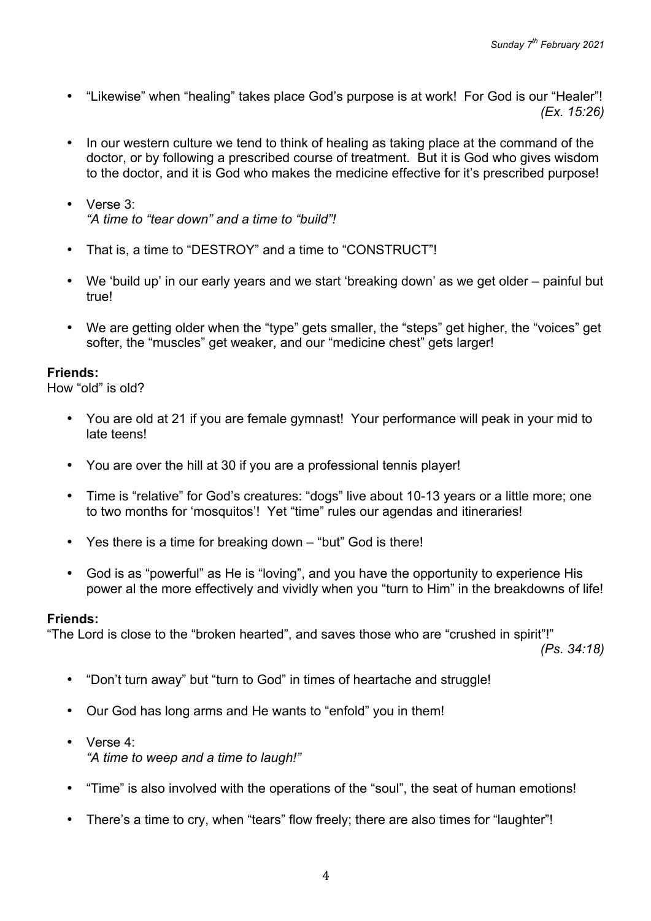- "Likewise" when "healing" takes place God's purpose is at work! For God is our "Healer"! *(Ex. 15:26)*

- In our western culture we tend to think of healing as taking place at the command of the doctor, or by following a prescribed course of treatment. But it is God who gives wisdom to the doctor, and it is God who makes the medicine effective for it's prescribed purpose!

- Verse 3:
  *"A time to "tear down" and a time to "build"!*

- That is, a time to "DESTROY" and a time to "CONSTRUCT"!

- We 'build up' in our early years and we start 'breaking down' as we get older – painful but true!

- We are getting older when the "type" gets smaller, the "steps" get higher, the "voices" get softer, the "muscles" get weaker, and our "medicine chest" gets larger!

**Friends:**
How "old" is old?

- You are old at 21 if you are female gymnast! Your performance will peak in your mid to late teens!

- You are over the hill at 30 if you are a professional tennis player!

- Time is "relative" for God's creatures: "dogs" live about 10-13 years or a little more; one to two months for 'mosquitos'! Yet "time" rules our agendas and itineraries!

- Yes there is a time for breaking down – "but" God is there!

- God is as "powerful" as He is "loving", and you have the opportunity to experience His power al the more effectively and vividly when you "turn to Him" in the breakdowns of life!

**Friends:**
"The Lord is close to the "broken hearted", and saves those who are "crushed in spirit"!" *(Ps. 34:18)*

- "Don't turn away" but "turn to God" in times of heartache and struggle!

- Our God has long arms and He wants to "enfold" you in them!

- Verse 4:
  *"A time to weep and a time to laugh!"*

- "Time" is also involved with the operations of the "soul", the seat of human emotions!

- There's a time to cry, when "tears" flow freely; there are also times for "laughter"!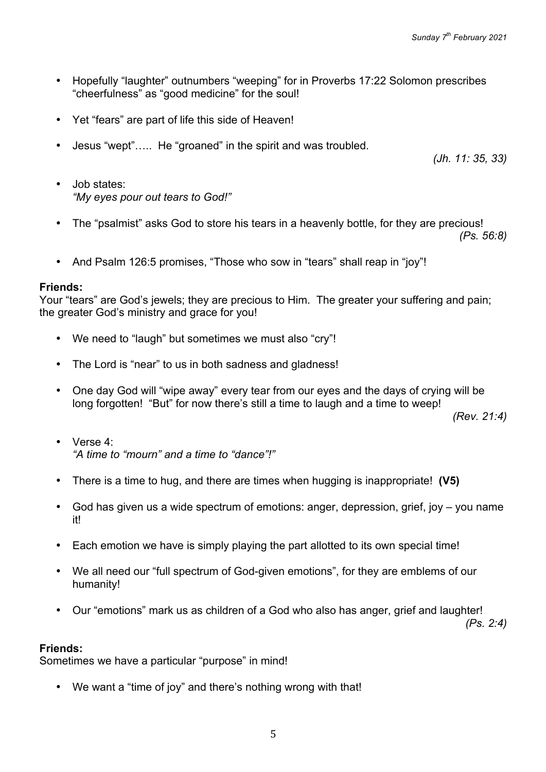- Hopefully "laughter" outnumbers "weeping" for in Proverbs 17:22 Solomon prescribes "cheerfulness" as "good medicine" for the soul!

- Yet "fears" are part of life this side of Heaven!

- Jesus "wept"….. He "groaned" in the spirit and was troubled.

  *(Jh. 11: 35, 33)*

- Job states:
  *"My eyes pour out tears to God!"*

- The "psalmist" asks God to store his tears in a heavenly bottle, for they are precious!

  *(Ps. 56:8)*

- And Psalm 126:5 promises, "Those who sow in "tears" shall reap in "joy"!

**Friends:**
Your "tears" are God's jewels; they are precious to Him. The greater your suffering and pain; the greater God's ministry and grace for you!

- We need to "laugh" but sometimes we must also "cry"!

- The Lord is "near" to us in both sadness and gladness!

- One day God will "wipe away" every tear from our eyes and the days of crying will be long forgotten! "But" for now there's still a time to laugh and a time to weep!

  *(Rev. 21:4)*

- Verse 4:
  *"A time to "mourn" and a time to "dance"!"*

- There is a time to hug, and there are times when hugging is inappropriate! **(V5)**

- God has given us a wide spectrum of emotions: anger, depression, grief, joy – you name it!

- Each emotion we have is simply playing the part allotted to its own special time!

- We all need our "full spectrum of God-given emotions", for they are emblems of our humanity!

- Our "emotions" mark us as children of a God who also has anger, grief and laughter!

  *(Ps. 2:4)*

**Friends:**
Sometimes we have a particular "purpose" in mind!

- We want a "time of joy" and there's nothing wrong with that!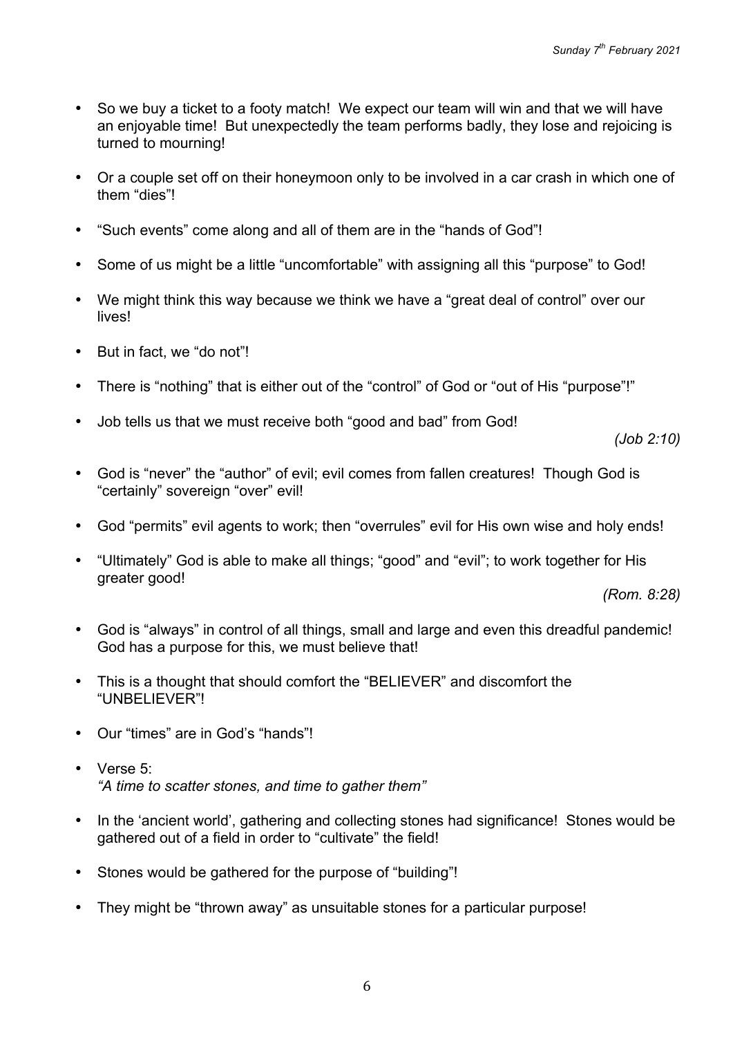- So we buy a ticket to a footy match! We expect our team will win and that we will have an enjoyable time! But unexpectedly the team performs badly, they lose and rejoicing is turned to mourning!

- Or a couple set off on their honeymoon only to be involved in a car crash in which one of them "dies"!

- "Such events" come along and all of them are in the "hands of God"!

- Some of us might be a little "uncomfortable" with assigning all this "purpose" to God!

- We might think this way because we think we have a "great deal of control" over our lives!

- But in fact, we "do not"!

- There is "nothing" that is either out of the "control" of God or "out of His "purpose"!"

- Job tells us that we must receive both "good and bad" from God!

  *(Job 2:10)*

- God is "never" the "author" of evil; evil comes from fallen creatures! Though God is "certainly" sovereign "over" evil!

- God "permits" evil agents to work; then "overrules" evil for His own wise and holy ends!

- "Ultimately" God is able to make all things; "good" and "evil"; to work together for His greater good!

  *(Rom. 8:28)*

- God is "always" in control of all things, small and large and even this dreadful pandemic! God has a purpose for this, we must believe that!

- This is a thought that should comfort the "BELIEVER" and discomfort the "UNBELIEVER"!

- Our "times" are in God's "hands"!

- Verse 5:
  *"A time to scatter stones, and time to gather them"*

- In the 'ancient world', gathering and collecting stones had significance! Stones would be gathered out of a field in order to "cultivate" the field!

- Stones would be gathered for the purpose of "building"!

- They might be "thrown away" as unsuitable stones for a particular purpose!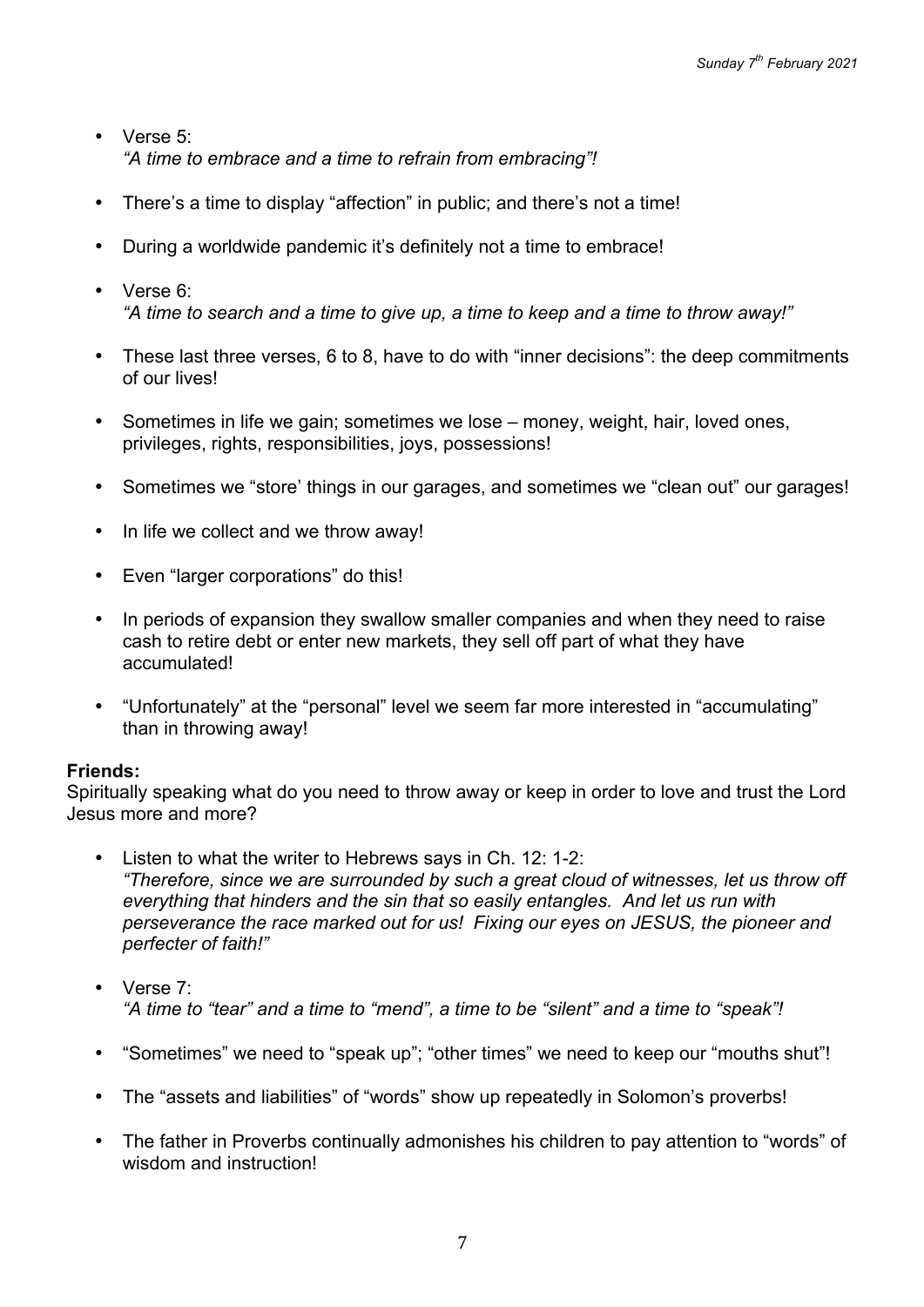- Verse 5:
  *"A time to embrace and a time to refrain from embracing"!*

- There's a time to display "affection" in public; and there's not a time!

- During a worldwide pandemic it's definitely not a time to embrace!

- Verse 6:
  *"A time to search and a time to give up, a time to keep and a time to throw away!"*

- These last three verses, 6 to 8, have to do with "inner decisions": the deep commitments of our lives!

- Sometimes in life we gain; sometimes we lose – money, weight, hair, loved ones, privileges, rights, responsibilities, joys, possessions!

- Sometimes we "store' things in our garages, and sometimes we "clean out" our garages!

- In life we collect and we throw away!

- Even "larger corporations" do this!

- In periods of expansion they swallow smaller companies and when they need to raise cash to retire debt or enter new markets, they sell off part of what they have accumulated!

- "Unfortunately" at the "personal" level we seem far more interested in "accumulating" than in throwing away!

**Friends:**
Spiritually speaking what do you need to throw away or keep in order to love and trust the Lord Jesus more and more?

- Listen to what the writer to Hebrews says in Ch. 12: 1-2:
  *"Therefore, since we are surrounded by such a great cloud of witnesses, let us throw off everything that hinders and the sin that so easily entangles. And let us run with perseverance the race marked out for us! Fixing our eyes on JESUS, the pioneer and perfecter of faith!"*

- Verse 7:
  *"A time to "tear" and a time to "mend", a time to be "silent" and a time to "speak"!*

- "Sometimes" we need to "speak up"; "other times" we need to keep our "mouths shut"!

- The "assets and liabilities" of "words" show up repeatedly in Solomon's proverbs!

- The father in Proverbs continually admonishes his children to pay attention to "words" of wisdom and instruction!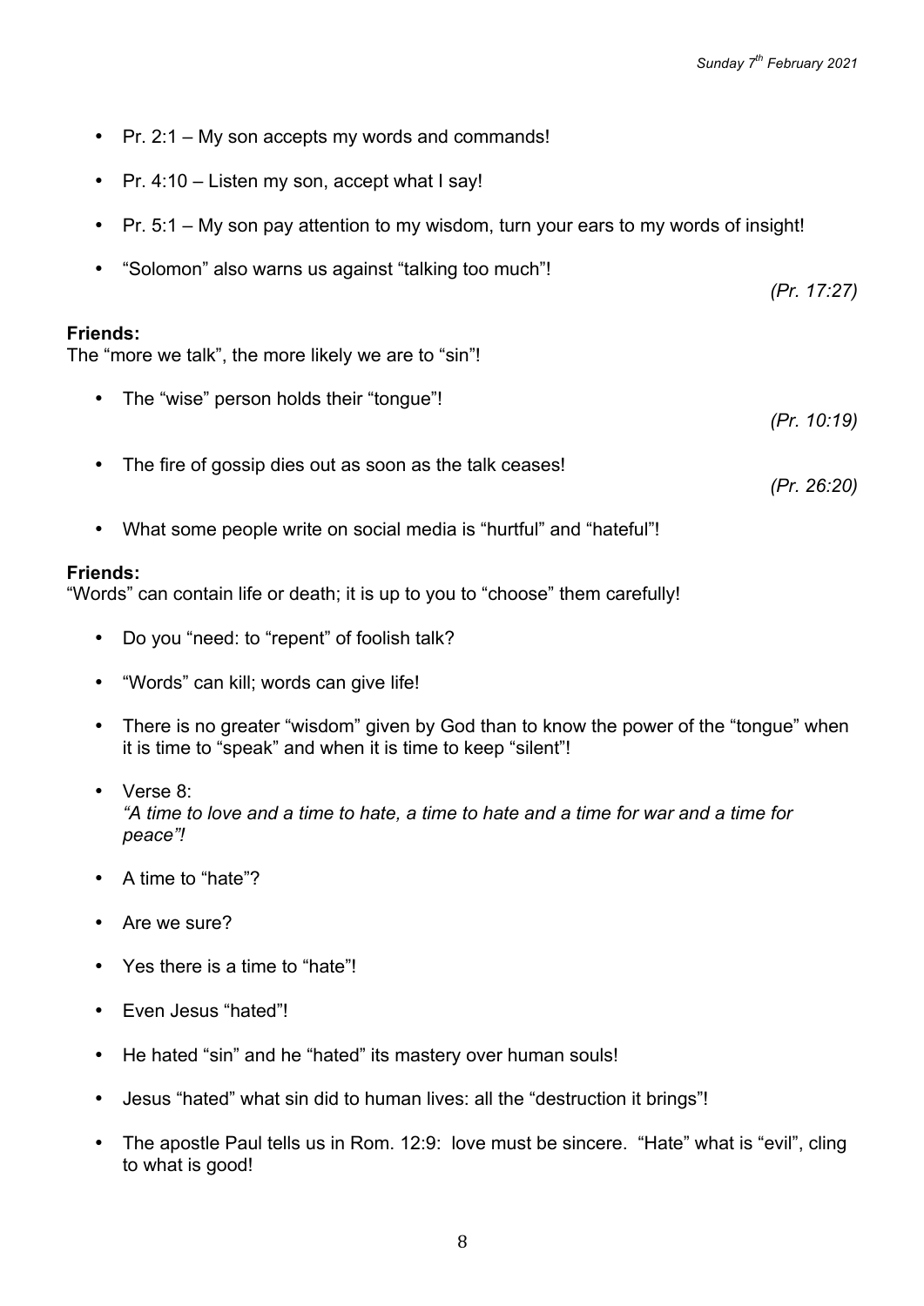- Pr. 2:1 – My son accepts my words and commands!
- Pr. 4:10 – Listen my son, accept what I say!
- Pr. 5:1 – My son pay attention to my wisdom, turn your ears to my words of insight!
- "Solomon" also warns us against "talking too much"! *(Pr. 17:27)*

**Friends:**
The "more we talk", the more likely we are to "sin"!

- The "wise" person holds their "tongue"! *(Pr. 10:19)*
- The fire of gossip dies out as soon as the talk ceases! *(Pr. 26:20)*
- What some people write on social media is "hurtful" and "hateful"!

**Friends:**
"Words" can contain life or death; it is up to you to "choose" them carefully!

- Do you "need: to "repent" of foolish talk?
- "Words" can kill; words can give life!
- There is no greater "wisdom" given by God than to know the power of the "tongue" when it is time to "speak" and when it is time to keep "silent"!
- Verse 8:
  *"A time to love and a time to hate, a time to hate and a time for war and a time for peace"!*
- A time to "hate"?
- Are we sure?
- Yes there is a time to "hate"!
- Even Jesus "hated"!
- He hated "sin" and he "hated" its mastery over human souls!
- Jesus "hated" what sin did to human lives: all the "destruction it brings"!
- The apostle Paul tells us in Rom. 12:9: love must be sincere. "Hate" what is "evil", cling to what is good!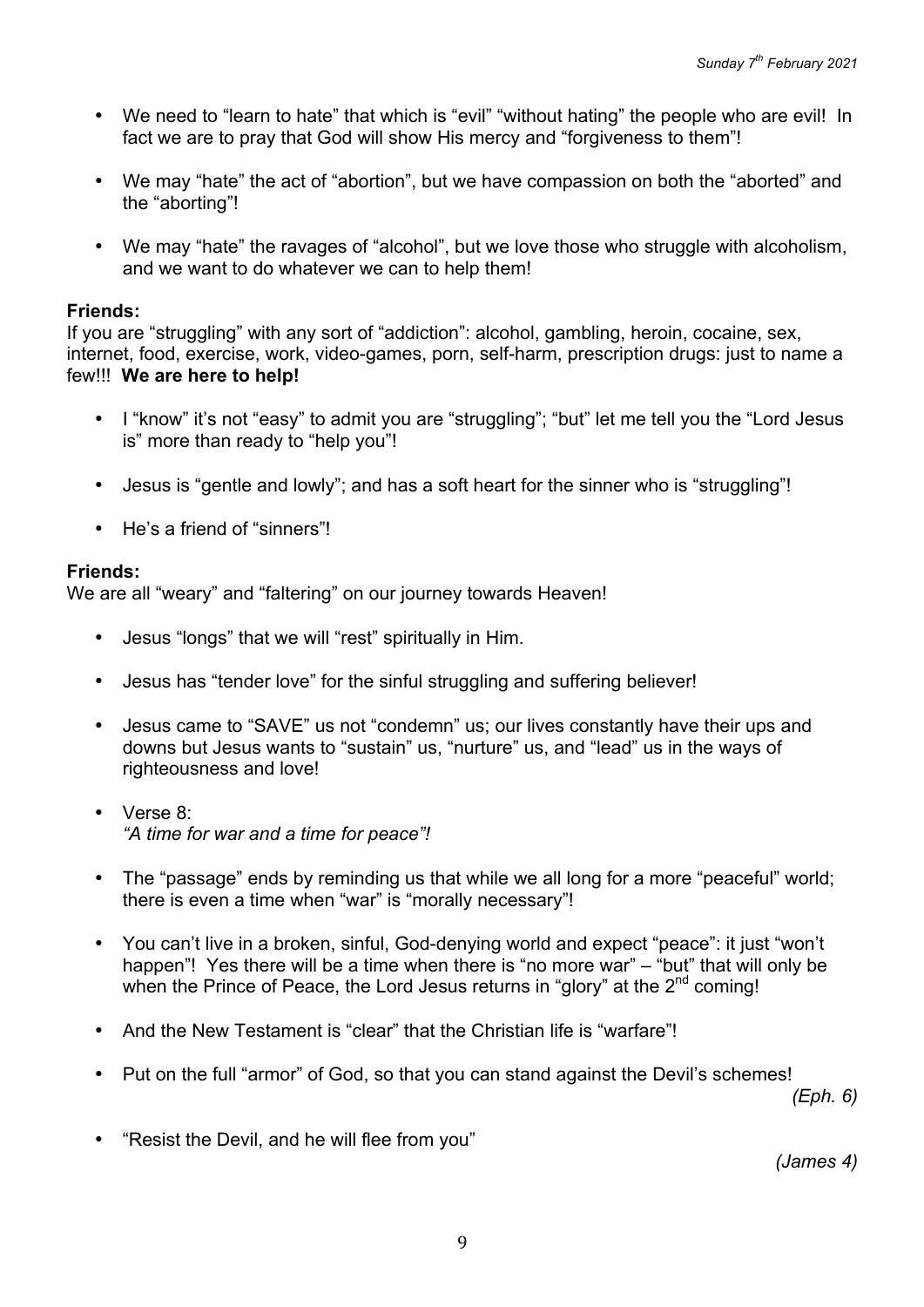- We need to "learn to hate" that which is "evil" "without hating" the people who are evil! In fact we are to pray that God will show His mercy and "forgiveness to them"!

- We may "hate" the act of "abortion", but we have compassion on both the "aborted" and the "aborting"!

- We may "hate" the ravages of "alcohol", but we love those who struggle with alcoholism, and we want to do whatever we can to help them!

**Friends:**
If you are "struggling" with any sort of "addiction": alcohol, gambling, heroin, cocaine, sex, internet, food, exercise, work, video-games, porn, self-harm, prescription drugs: just to name a few!!! **We are here to help!**

- I "know" it's not "easy" to admit you are "struggling"; "but" let me tell you the "Lord Jesus is" more than ready to "help you"!

- Jesus is "gentle and lowly"; and has a soft heart for the sinner who is "struggling"!

- He's a friend of "sinners"!

**Friends:**
We are all "weary" and "faltering" on our journey towards Heaven!

- Jesus "longs" that we will "rest" spiritually in Him.

- Jesus has "tender love" for the sinful struggling and suffering believer!

- Jesus came to "SAVE" us not "condemn" us; our lives constantly have their ups and downs but Jesus wants to "sustain" us, "nurture" us, and "lead" us in the ways of righteousness and love!

- Verse 8:
  *"A time for war and a time for peace"!*

- The "passage" ends by reminding us that while we all long for a more "peaceful" world; there is even a time when "war" is "morally necessary"!

- You can't live in a broken, sinful, God-denying world and expect "peace": it just "won't happen"! Yes there will be a time when there is "no more war" – "but" that will only be when the Prince of Peace, the Lord Jesus returns in "glory" at the 2nd coming!

- And the New Testament is "clear" that the Christian life is "warfare"!

- Put on the full "armor" of God, so that you can stand against the Devil's schemes! *(Eph. 6)*

- "Resist the Devil, and he will flee from you" *(James 4)*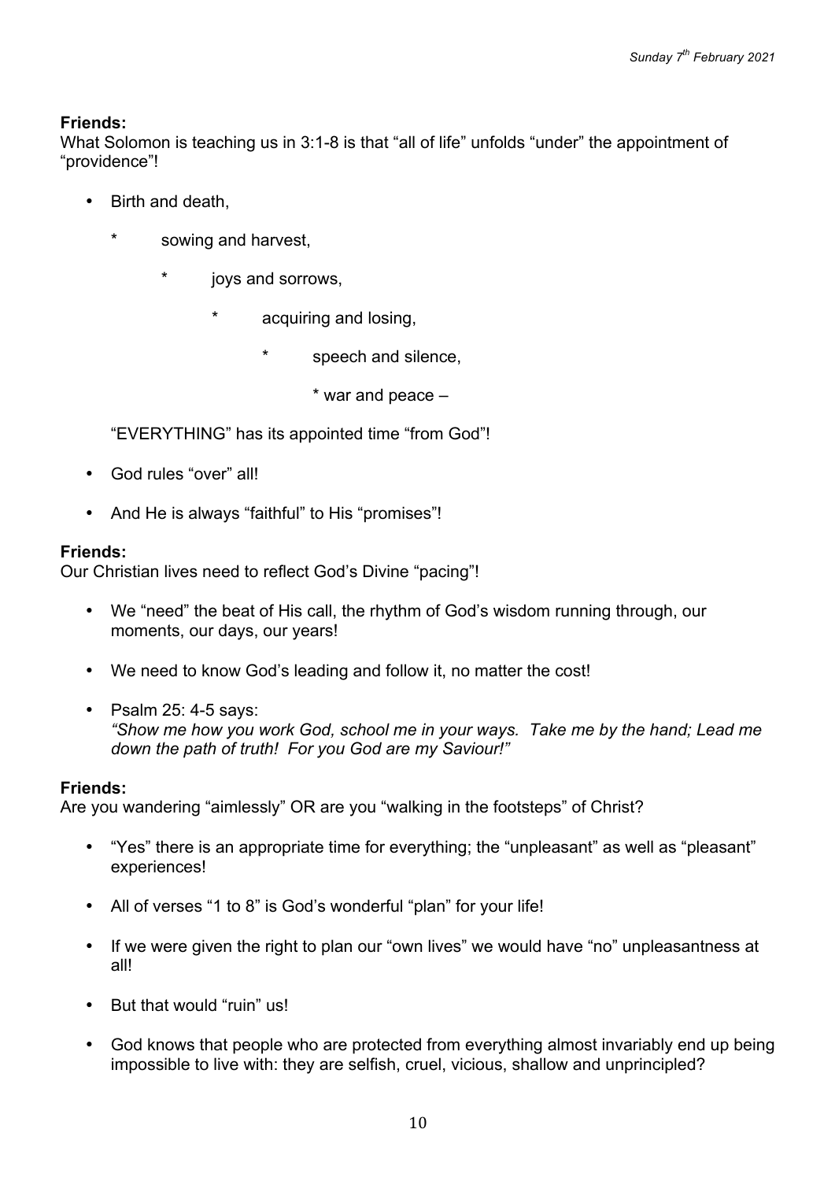**Friends:**
What Solomon is teaching us in 3:1-8 is that "all of life" unfolds "under" the appointment of "providence"!

- Birth and death,
  - sowing and harvest,
    - joys and sorrows,
      - acquiring and losing,
        - speech and silence,
          - war and peace –

"EVERYTHING" has its appointed time "from God"!

- God rules "over" all!
- And He is always "faithful" to His "promises"!

**Friends:**
Our Christian lives need to reflect God's Divine "pacing"!

- We "need" the beat of His call, the rhythm of God's wisdom running through, our moments, our days, our years!
- We need to know God's leading and follow it, no matter the cost!
- Psalm 25: 4-5 says:
  *"Show me how you work God, school me in your ways. Take me by the hand; Lead me down the path of truth! For you God are my Saviour!"*

**Friends:**
Are you wandering "aimlessly" OR are you "walking in the footsteps" of Christ?

- "Yes" there is an appropriate time for everything; the "unpleasant" as well as "pleasant" experiences!
- All of verses "1 to 8" is God's wonderful "plan" for your life!
- If we were given the right to plan our "own lives" we would have "no" unpleasantness at all!
- But that would "ruin" us!
- God knows that people who are protected from everything almost invariably end up being impossible to live with: they are selfish, cruel, vicious, shallow and unprincipled?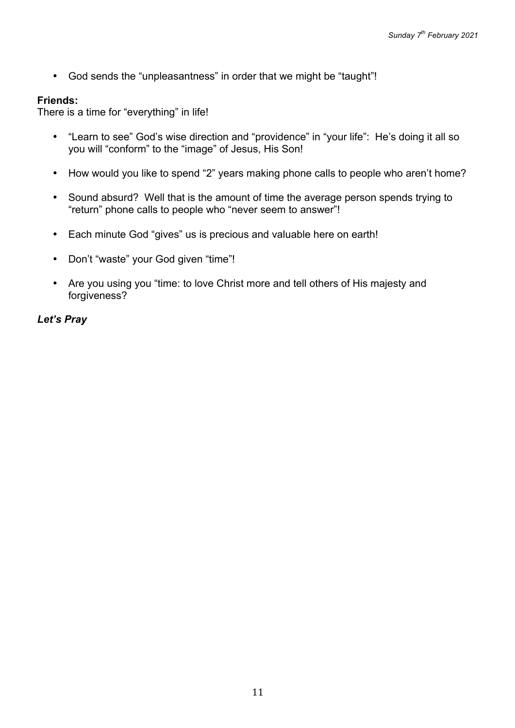- God sends the “unpleasantness” in order that we might be “taught”!

**Friends:**
There is a time for “everything” in life!

- “Learn to see” God’s wise direction and “providence” in “your life”: He’s doing it all so you will “conform” to the “image” of Jesus, His Son!
- How would you like to spend “2” years making phone calls to people who aren’t home?
- Sound absurd? Well that is the amount of time the average person spends trying to “return” phone calls to people who “never seem to answer”!
- Each minute God “gives” us is precious and valuable here on earth!
- Don’t “waste” your God given “time”!
- Are you using you “time: to love Christ more and tell others of His majesty and forgiveness?

***Let’s Pray***